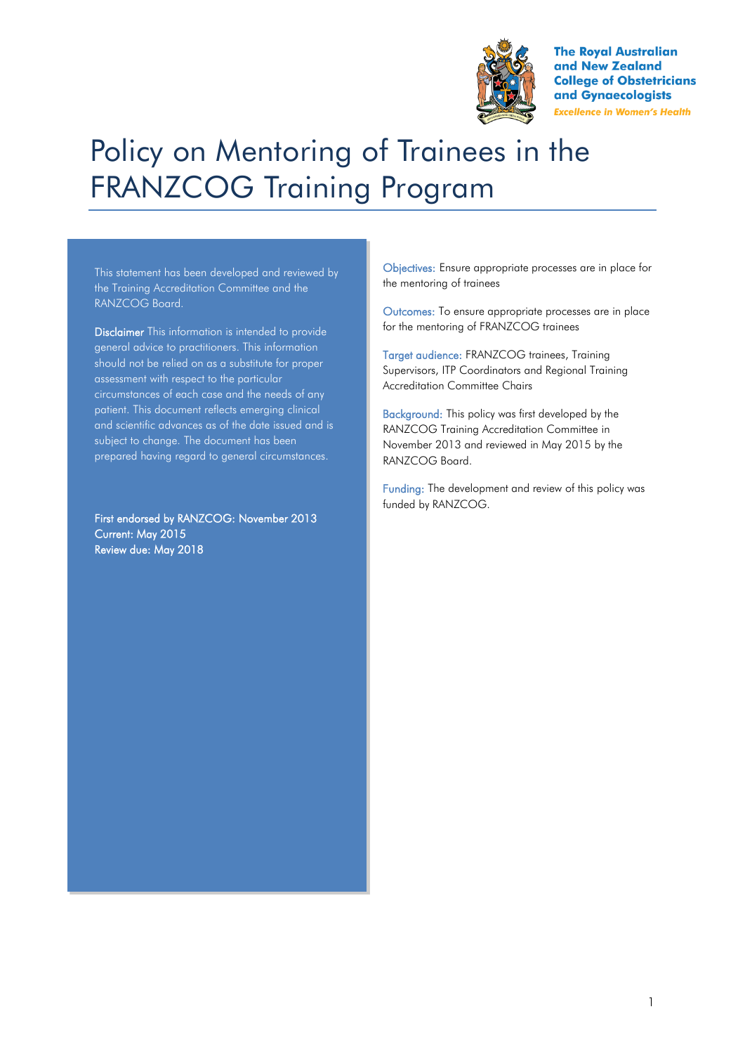The Royal Australian and New Zealand College of Obstetricians and Gynaecologists

*Excellence in Women's Health*

# Policy on Mentoring of Trainees in the FRANZCOG Training Program

This statement has been developed and reviewed by the Training Accreditation Committee and the RANZCOG Board.

**Disclaimer** This information is intended to provide general advice to practitioners. This information should not be relied on as a substitute for proper assessment with respect to the particular circumstances of each case and the needs of any patient. This document reflects emerging clinical and scientific advances as of the date issued and is subject to change. The document has been prepared having regard to general circumstances.

First endorsed by RANZCOG: November 2013
Current: May 2015
Review due: May 2018

**Objectives:** Ensure appropriate processes are in place for the mentoring of trainees

**Outcomes:** To ensure appropriate processes are in place for the mentoring of FRANZCOG trainees

**Target audience:** FRANZCOG trainees, Training Supervisors, ITP Coordinators and Regional Training Accreditation Committee Chairs

**Background:** This policy was first developed by the RANZCOG Training Accreditation Committee in November 2013 and reviewed in May 2015 by the RANZCOG Board.

**Funding:** The development and review of this policy was funded by RANZCOG.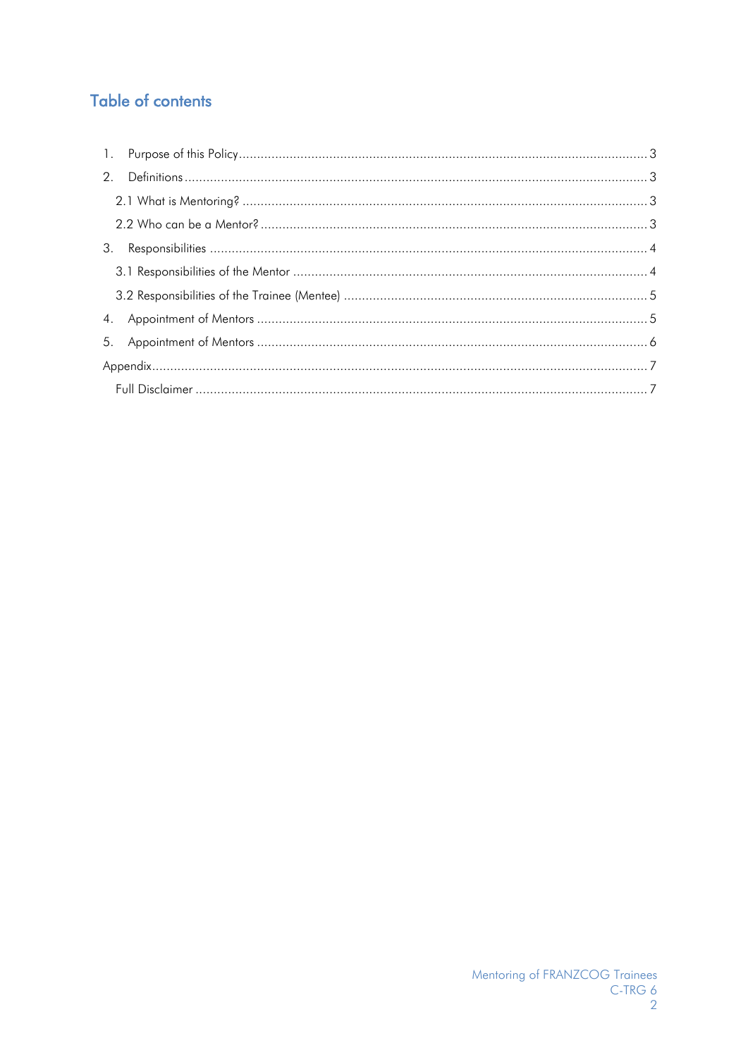# Table of contents

1. Purpose of this Policy ........ 3
2. Definitions ........ 3
   - 2.1 What is Mentoring? ........ 3
   - 2.2 Who can be a Mentor? ........ 3
3. Responsibilities ........ 4
   - 3.1 Responsibilities of the Mentor ........ 4
   - 3.2 Responsibilities of the Trainee (Mentee) ........ 5
4. Appointment of Mentors ........ 5
5. Appointment of Mentors ........ 6

Appendix ........ 7

- Full Disclaimer ........ 7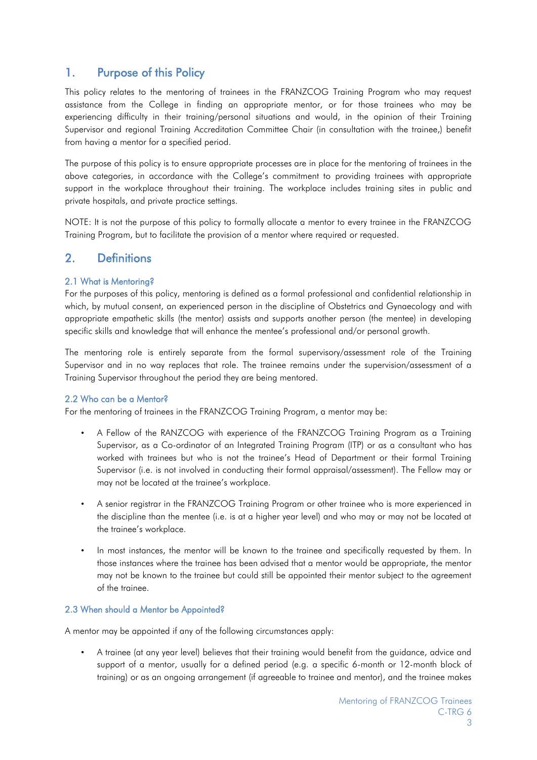## 1. Purpose of this Policy

This policy relates to the mentoring of trainees in the FRANZCOG Training Program who may request assistance from the College in finding an appropriate mentor, or for those trainees who may be experiencing difficulty in their training/personal situations and would, in the opinion of their Training Supervisor and regional Training Accreditation Committee Chair (in consultation with the trainee,) benefit from having a mentor for a specified period.

The purpose of this policy is to ensure appropriate processes are in place for the mentoring of trainees in the above categories, in accordance with the College's commitment to providing trainees with appropriate support in the workplace throughout their training. The workplace includes training sites in public and private hospitals, and private practice settings.

NOTE: It is not the purpose of this policy to formally allocate a mentor to every trainee in the FRANZCOG Training Program, but to facilitate the provision of a mentor where required or requested.

## 2. Definitions

### 2.1 What is Mentoring?

For the purposes of this policy, mentoring is defined as a formal professional and confidential relationship in which, by mutual consent, an experienced person in the discipline of Obstetrics and Gynaecology and with appropriate empathetic skills (the mentor) assists and supports another person (the mentee) in developing specific skills and knowledge that will enhance the mentee's professional and/or personal growth.

The mentoring role is entirely separate from the formal supervisory/assessment role of the Training Supervisor and in no way replaces that role. The trainee remains under the supervision/assessment of a Training Supervisor throughout the period they are being mentored.

### 2.2 Who can be a Mentor?

For the mentoring of trainees in the FRANZCOG Training Program, a mentor may be:

- A Fellow of the RANZCOG with experience of the FRANZCOG Training Program as a Training Supervisor, as a Co-ordinator of an Integrated Training Program (ITP) or as a consultant who has worked with trainees but who is not the trainee's Head of Department or their formal Training Supervisor (i.e. is not involved in conducting their formal appraisal/assessment). The Fellow may or may not be located at the trainee's workplace.
- A senior registrar in the FRANZCOG Training Program or other trainee who is more experienced in the discipline than the mentee (i.e. is at a higher year level) and who may or may not be located at the trainee's workplace.
- In most instances, the mentor will be known to the trainee and specifically requested by them. In those instances where the trainee has been advised that a mentor would be appropriate, the mentor may not be known to the trainee but could still be appointed their mentor subject to the agreement of the trainee.

### 2.3 When should a Mentor be Appointed?

A mentor may be appointed if any of the following circumstances apply:

- A trainee (at any year level) believes that their training would benefit from the guidance, advice and support of a mentor, usually for a defined period (e.g. a specific 6-month or 12-month block of training) or as an ongoing arrangement (if agreeable to trainee and mentor), and the trainee makes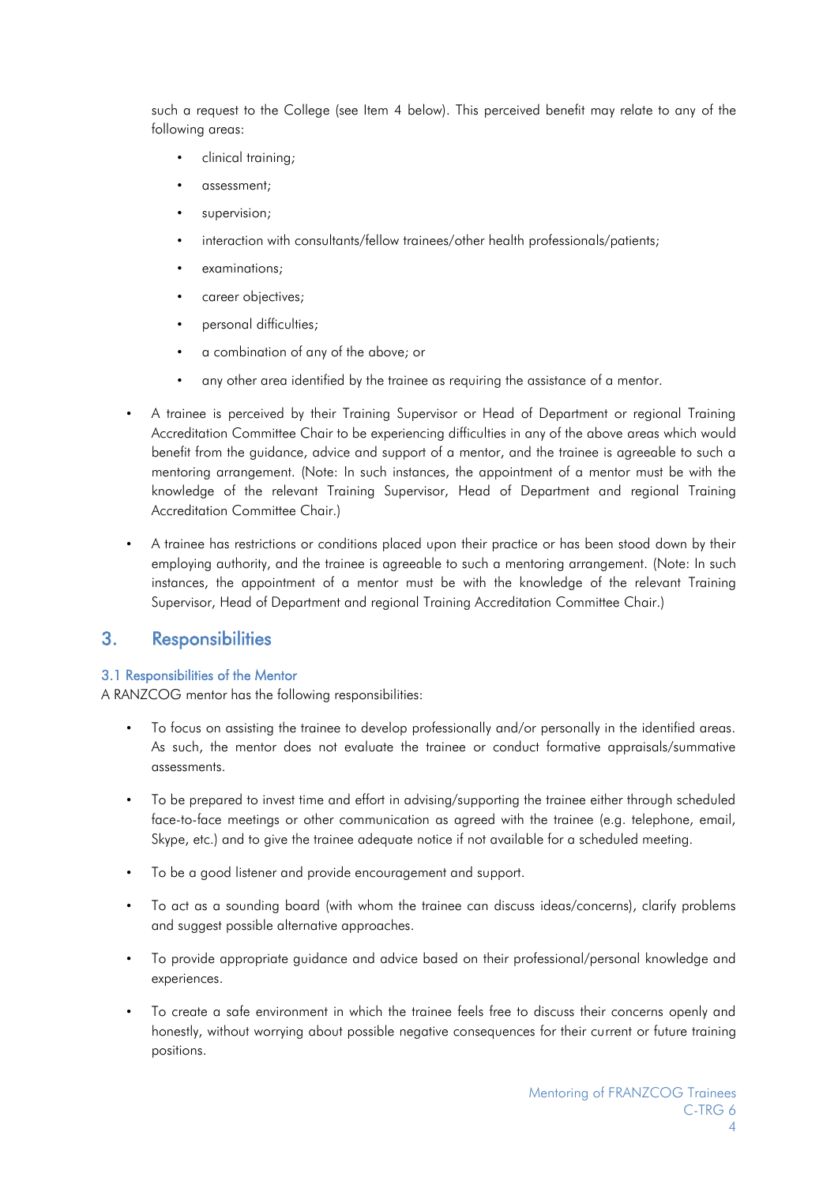such a request to the College (see Item 4 below). This perceived benefit may relate to any of the following areas:

- clinical training;
- assessment;
- supervision;
- interaction with consultants/fellow trainees/other health professionals/patients;
- examinations;
- career objectives;
- personal difficulties;
- a combination of any of the above; or
- any other area identified by the trainee as requiring the assistance of a mentor.

- A trainee is perceived by their Training Supervisor or Head of Department or regional Training Accreditation Committee Chair to be experiencing difficulties in any of the above areas which would benefit from the guidance, advice and support of a mentor, and the trainee is agreeable to such a mentoring arrangement. (Note: In such instances, the appointment of a mentor must be with the knowledge of the relevant Training Supervisor, Head of Department and regional Training Accreditation Committee Chair.)

- A trainee has restrictions or conditions placed upon their practice or has been stood down by their employing authority, and the trainee is agreeable to such a mentoring arrangement. (Note: In such instances, the appointment of a mentor must be with the knowledge of the relevant Training Supervisor, Head of Department and regional Training Accreditation Committee Chair.)

## 3. Responsibilities

### 3.1 Responsibilities of the Mentor

A RANZCOG mentor has the following responsibilities:

- To focus on assisting the trainee to develop professionally and/or personally in the identified areas. As such, the mentor does not evaluate the trainee or conduct formative appraisals/summative assessments.

- To be prepared to invest time and effort in advising/supporting the trainee either through scheduled face-to-face meetings or other communication as agreed with the trainee (e.g. telephone, email, Skype, etc.) and to give the trainee adequate notice if not available for a scheduled meeting.

- To be a good listener and provide encouragement and support.

- To act as a sounding board (with whom the trainee can discuss ideas/concerns), clarify problems and suggest possible alternative approaches.

- To provide appropriate guidance and advice based on their professional/personal knowledge and experiences.

- To create a safe environment in which the trainee feels free to discuss their concerns openly and honestly, without worrying about possible negative consequences for their current or future training positions.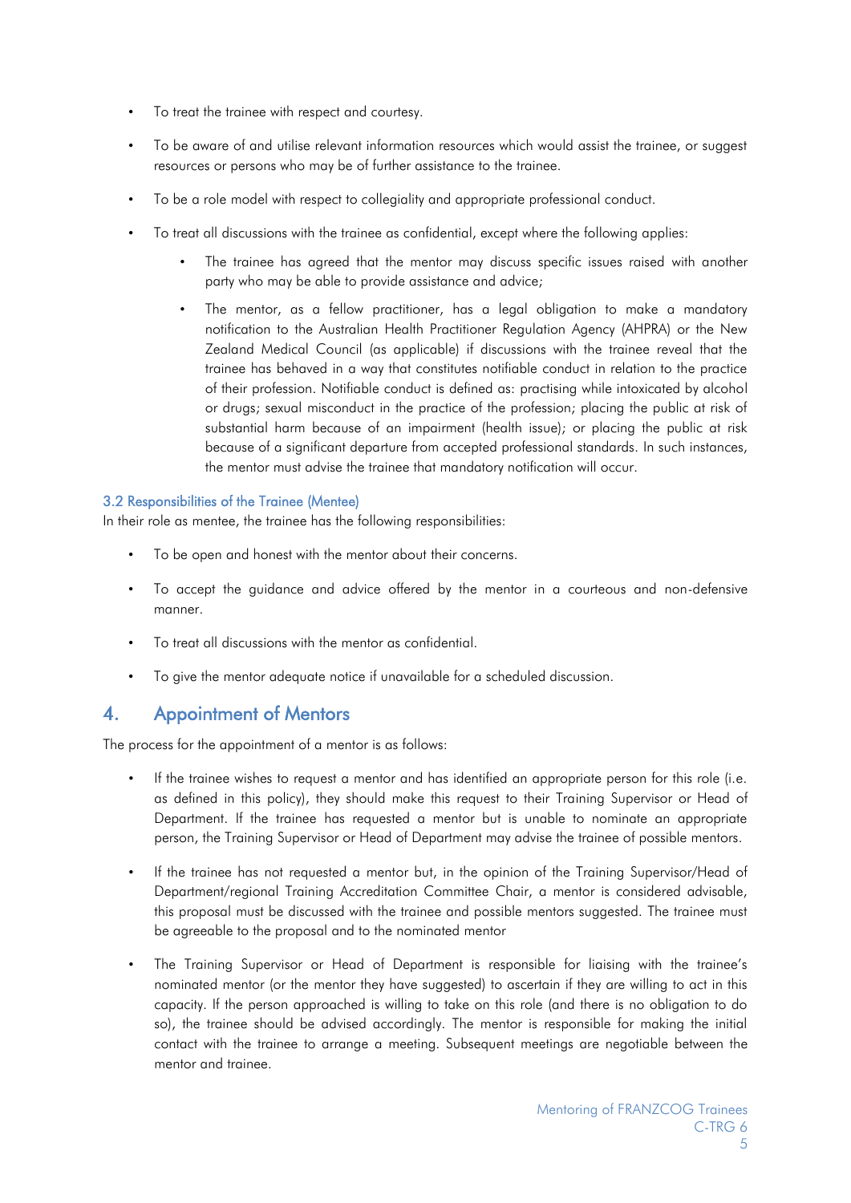- To treat the trainee with respect and courtesy.
- To be aware of and utilise relevant information resources which would assist the trainee, or suggest resources or persons who may be of further assistance to the trainee.
- To be a role model with respect to collegiality and appropriate professional conduct.
- To treat all discussions with the trainee as confidential, except where the following applies:
    - The trainee has agreed that the mentor may discuss specific issues raised with another party who may be able to provide assistance and advice;
    - The mentor, as a fellow practitioner, has a legal obligation to make a mandatory notification to the Australian Health Practitioner Regulation Agency (AHPRA) or the New Zealand Medical Council (as applicable) if discussions with the trainee reveal that the trainee has behaved in a way that constitutes notifiable conduct in relation to the practice of their profession. Notifiable conduct is defined as: practising while intoxicated by alcohol or drugs; sexual misconduct in the practice of the profession; placing the public at risk of substantial harm because of an impairment (health issue); or placing the public at risk because of a significant departure from accepted professional standards. In such instances, the mentor must advise the trainee that mandatory notification will occur.

### 3.2 Responsibilities of the Trainee (Mentee)

In their role as mentee, the trainee has the following responsibilities:

- To be open and honest with the mentor about their concerns.
- To accept the guidance and advice offered by the mentor in a courteous and non-defensive manner.
- To treat all discussions with the mentor as confidential.
- To give the mentor adequate notice if unavailable for a scheduled discussion.

## 4. Appointment of Mentors

The process for the appointment of a mentor is as follows:

- If the trainee wishes to request a mentor and has identified an appropriate person for this role (i.e. as defined in this policy), they should make this request to their Training Supervisor or Head of Department. If the trainee has requested a mentor but is unable to nominate an appropriate person, the Training Supervisor or Head of Department may advise the trainee of possible mentors.
- If the trainee has not requested a mentor but, in the opinion of the Training Supervisor/Head of Department/regional Training Accreditation Committee Chair, a mentor is considered advisable, this proposal must be discussed with the trainee and possible mentors suggested. The trainee must be agreeable to the proposal and to the nominated mentor
- The Training Supervisor or Head of Department is responsible for liaising with the trainee's nominated mentor (or the mentor they have suggested) to ascertain if they are willing to act in this capacity. If the person approached is willing to take on this role (and there is no obligation to do so), the trainee should be advised accordingly. The mentor is responsible for making the initial contact with the trainee to arrange a meeting. Subsequent meetings are negotiable between the mentor and trainee.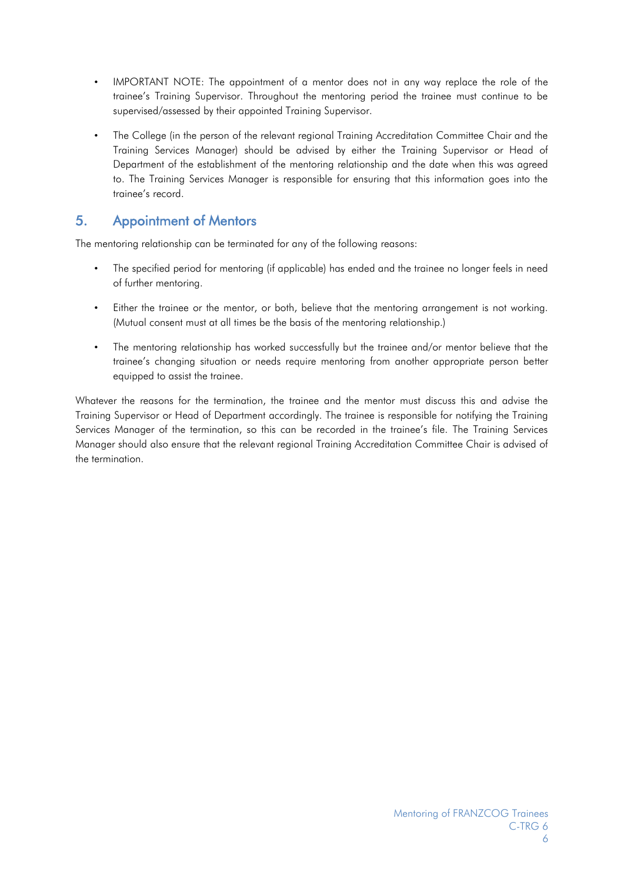- IMPORTANT NOTE: The appointment of a mentor does not in any way replace the role of the trainee's Training Supervisor. Throughout the mentoring period the trainee must continue to be supervised/assessed by their appointed Training Supervisor.

- The College (in the person of the relevant regional Training Accreditation Committee Chair and the Training Services Manager) should be advised by either the Training Supervisor or Head of Department of the establishment of the mentoring relationship and the date when this was agreed to. The Training Services Manager is responsible for ensuring that this information goes into the trainee's record.

## 5. Appointment of Mentors

The mentoring relationship can be terminated for any of the following reasons:

- The specified period for mentoring (if applicable) has ended and the trainee no longer feels in need of further mentoring.

- Either the trainee or the mentor, or both, believe that the mentoring arrangement is not working. (Mutual consent must at all times be the basis of the mentoring relationship.)

- The mentoring relationship has worked successfully but the trainee and/or mentor believe that the trainee's changing situation or needs require mentoring from another appropriate person better equipped to assist the trainee.

Whatever the reasons for the termination, the trainee and the mentor must discuss this and advise the Training Supervisor or Head of Department accordingly. The trainee is responsible for notifying the Training Services Manager of the termination, so this can be recorded in the trainee's file. The Training Services Manager should also ensure that the relevant regional Training Accreditation Committee Chair is advised of the termination.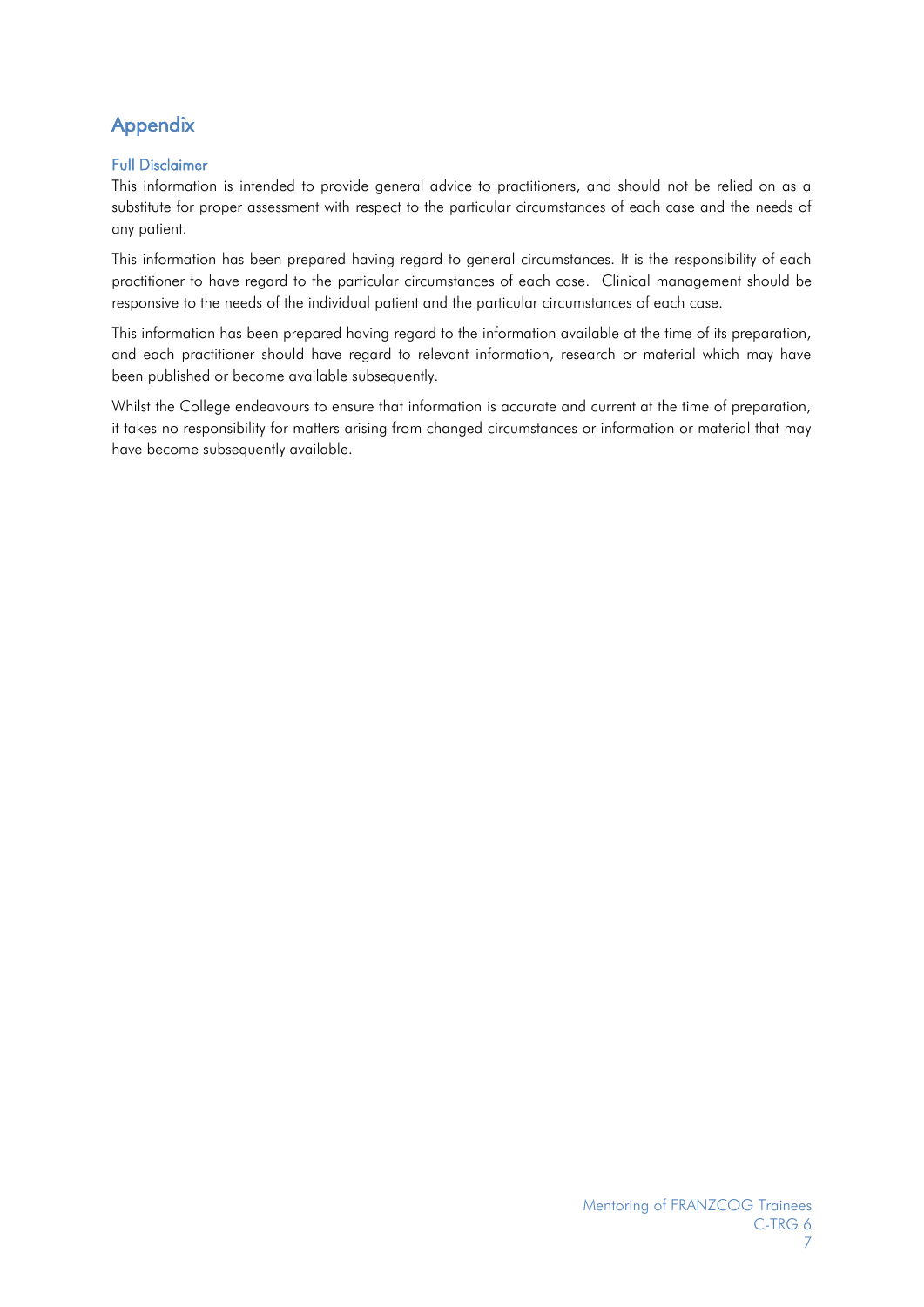# Appendix

## Full Disclaimer

This information is intended to provide general advice to practitioners, and should not be relied on as a substitute for proper assessment with respect to the particular circumstances of each case and the needs of any patient.

This information has been prepared having regard to general circumstances. It is the responsibility of each practitioner to have regard to the particular circumstances of each case. Clinical management should be responsive to the needs of the individual patient and the particular circumstances of each case.

This information has been prepared having regard to the information available at the time of its preparation, and each practitioner should have regard to relevant information, research or material which may have been published or become available subsequently.

Whilst the College endeavours to ensure that information is accurate and current at the time of preparation, it takes no responsibility for matters arising from changed circumstances or information or material that may have become subsequently available.